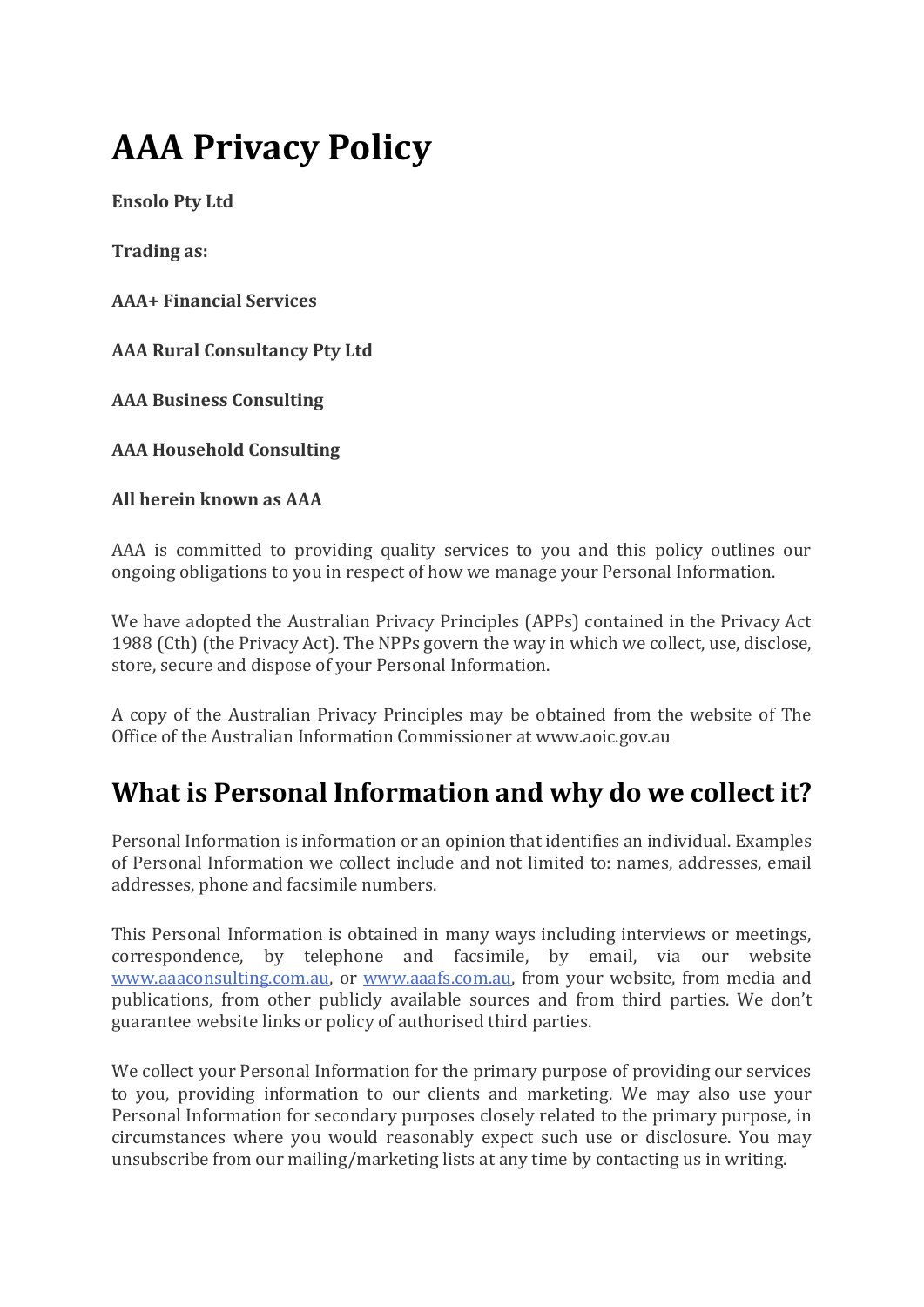# AAA Privacy Policy

**Ensolo Pty Ltd**

**Trading as:**

**AAA+ Financial Services**

**AAA Rural Consultancy Pty Ltd**

**AAA Business Consulting**

**AAA Household Consulting**

**All herein known as AAA**

AAA is committed to providing quality services to you and this policy outlines our ongoing obligations to you in respect of how we manage your Personal Information.

We have adopted the Australian Privacy Principles (APPs) contained in the Privacy Act 1988 (Cth) (the Privacy Act). The NPPs govern the way in which we collect, use, disclose, store, secure and dispose of your Personal Information.

A copy of the Australian Privacy Principles may be obtained from the website of The Office of the Australian Information Commissioner at www.aoic.gov.au

## What is Personal Information and why do we collect it?

Personal Information is information or an opinion that identifies an individual. Examples of Personal Information we collect include and not limited to: names, addresses, email addresses, phone and facsimile numbers.

This Personal Information is obtained in many ways including interviews or meetings, correspondence, by telephone and facsimile, by email, via our website [www.aaaconsulting.com.au](http://www.aaaconsulting.com.au), or [www.aaafs.com.au](http://www.aaafs.com.au), from your website, from media and publications, from other publicly available sources and from third parties. We don't guarantee website links or policy of authorised third parties.

We collect your Personal Information for the primary purpose of providing our services to you, providing information to our clients and marketing. We may also use your Personal Information for secondary purposes closely related to the primary purpose, in circumstances where you would reasonably expect such use or disclosure. You may unsubscribe from our mailing/marketing lists at any time by contacting us in writing.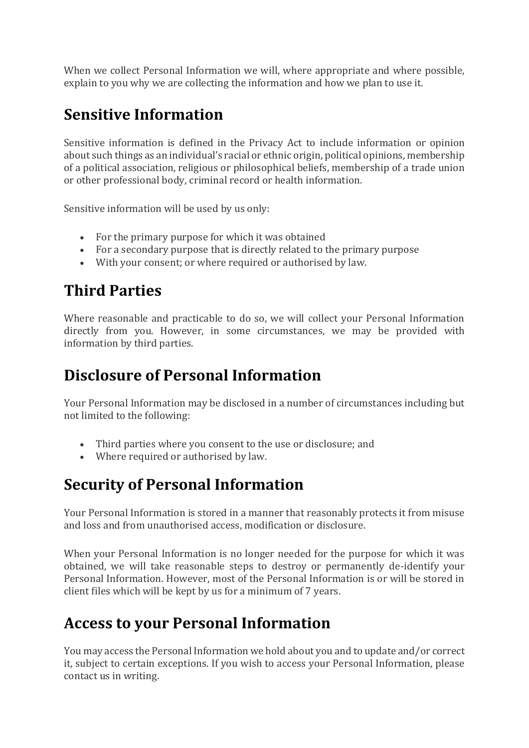When we collect Personal Information we will, where appropriate and where possible, explain to you why we are collecting the information and how we plan to use it.

## Sensitive Information

Sensitive information is defined in the Privacy Act to include information or opinion about such things as an individual's racial or ethnic origin, political opinions, membership of a political association, religious or philosophical beliefs, membership of a trade union or other professional body, criminal record or health information.

Sensitive information will be used by us only:

- For the primary purpose for which it was obtained
- For a secondary purpose that is directly related to the primary purpose
- With your consent; or where required or authorised by law.

## Third Parties

Where reasonable and practicable to do so, we will collect your Personal Information directly from you. However, in some circumstances, we may be provided with information by third parties.

## Disclosure of Personal Information

Your Personal Information may be disclosed in a number of circumstances including but not limited to the following:

- Third parties where you consent to the use or disclosure; and
- Where required or authorised by law.

## Security of Personal Information

Your Personal Information is stored in a manner that reasonably protects it from misuse and loss and from unauthorised access, modification or disclosure.

When your Personal Information is no longer needed for the purpose for which it was obtained, we will take reasonable steps to destroy or permanently de-identify your Personal Information. However, most of the Personal Information is or will be stored in client files which will be kept by us for a minimum of 7 years.

## Access to your Personal Information

You may access the Personal Information we hold about you and to update and/or correct it, subject to certain exceptions. If you wish to access your Personal Information, please contact us in writing.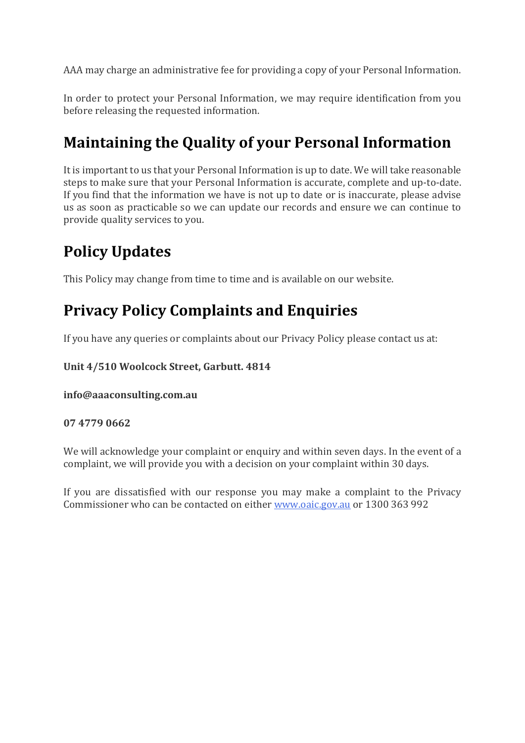AAA may charge an administrative fee for providing a copy of your Personal Information.

In order to protect your Personal Information, we may require identification from you before releasing the requested information.

## Maintaining the Quality of your Personal Information

It is important to us that your Personal Information is up to date. We will take reasonable steps to make sure that your Personal Information is accurate, complete and up-to-date. If you find that the information we have is not up to date or is inaccurate, please advise us as soon as practicable so we can update our records and ensure we can continue to provide quality services to you.

## Policy Updates

This Policy may change from time to time and is available on our website.

## Privacy Policy Complaints and Enquiries

If you have any queries or complaints about our Privacy Policy please contact us at:

**Unit 4/510 Woolcock Street, Garbutt. 4814**

**info@aaaconsulting.com.au**

**07 4779 0662**

We will acknowledge your complaint or enquiry and within seven days. In the event of a complaint, we will provide you with a decision on your complaint within 30 days.

If you are dissatisfied with our response you may make a complaint to the Privacy Commissioner who can be contacted on either [www.oaic.gov.au](http://www.oaic.gov.au) or 1300 363 992